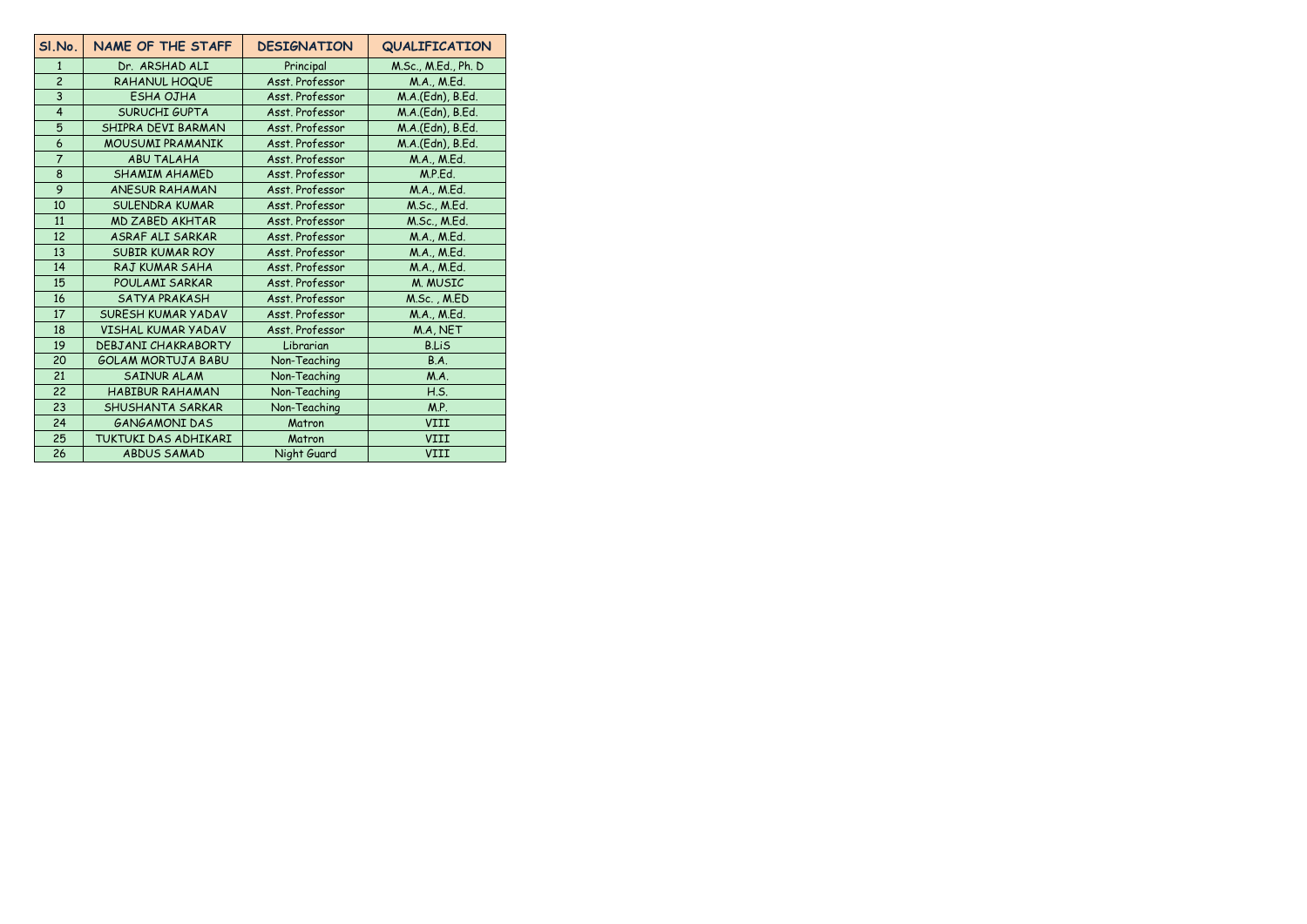| Sl.No. | NAME OF THE STAFF | DESIGNATION | QUALIFICATION |
| --- | --- | --- | --- |
| 1 | Dr. ARSHAD ALI | Principal | M.Sc., M.Ed., Ph. D |
| 2 | RAHANUL HOQUE | Asst. Professor | M.A., M.Ed. |
| 3 | ESHA OJHA | Asst. Professor | M.A.(Edn), B.Ed. |
| 4 | SURUCHI GUPTA | Asst. Professor | M.A.(Edn), B.Ed. |
| 5 | SHIPRA DEVI BARMAN | Asst. Professor | M.A.(Edn), B.Ed. |
| 6 | MOUSUMI PRAMANIK | Asst. Professor | M.A.(Edn), B.Ed. |
| 7 | ABU TALAHA | Asst. Professor | M.A., M.Ed. |
| 8 | SHAMIM AHAMED | Asst. Professor | M.P.Ed. |
| 9 | ANESUR RAHAMAN | Asst. Professor | M.A., M.Ed. |
| 10 | SULENDRA KUMAR | Asst. Professor | M.Sc., M.Ed. |
| 11 | MD ZABED AKHTAR | Asst. Professor | M.Sc., M.Ed. |
| 12 | ASRAF ALI SARKAR | Asst. Professor | M.A., M.Ed. |
| 13 | SUBIR KUMAR ROY | Asst. Professor | M.A., M.Ed. |
| 14 | RAJ KUMAR SAHA | Asst. Professor | M.A., M.Ed. |
| 15 | POULAMI SARKAR | Asst. Professor | M. MUSIC |
| 16 | SATYA PRAKASH | Asst. Professor | M.Sc. , M.ED |
| 17 | SURESH KUMAR YADAV | Asst. Professor | M.A., M.Ed. |
| 18 | VISHAL KUMAR YADAV | Asst. Professor | M.A, NET |
| 19 | DEBJANI CHAKRABORTY | Librarian | B.LiS |
| 20 | GOLAM MORTUJA BABU | Non-Teaching | B.A. |
| 21 | SAINUR ALAM | Non-Teaching | M.A. |
| 22 | HABIBUR RAHAMAN | Non-Teaching | H.S. |
| 23 | SHUSHANTA SARKAR | Non-Teaching | M.P. |
| 24 | GANGAMONI DAS | Matron | VIII |
| 25 | TUKTUKI DAS ADHIKARI | Matron | VIII |
| 26 | ABDUS SAMAD | Night Guard | VIII |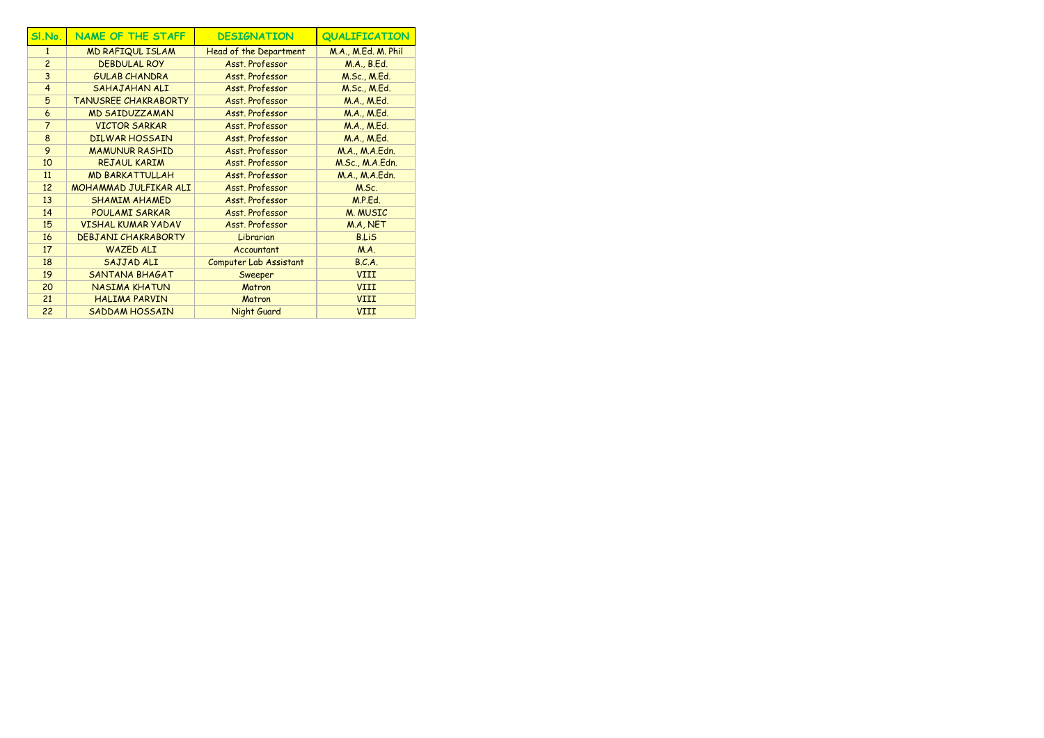| Sl.No. | NAME OF THE STAFF | DESIGNATION | QUALIFICATION |
|---|---|---|---|
| 1 | MD RAFIQUL ISLAM | Head of the Department | M.A., M.Ed. M. Phil |
| 2 | DEBDULAL ROY | Asst. Professor | M.A., B.Ed. |
| 3 | GULAB CHANDRA | Asst. Professor | M.Sc., M.Ed. |
| 4 | SAHAJAHAN ALI | Asst. Professor | M.Sc., M.Ed. |
| 5 | TANUSREE CHAKRABORTY | Asst. Professor | M.A., M.Ed. |
| 6 | MD SAIDUZZAMAN | Asst. Professor | M.A., M.Ed. |
| 7 | VICTOR SARKAR | Asst. Professor | M.A., M.Ed. |
| 8 | DILWAR HOSSAIN | Asst. Professor | M.A., M.Ed. |
| 9 | MAMUNUR RASHID | Asst. Professor | M.A., M.A.Edn. |
| 10 | REJAUL KARIM | Asst. Professor | M.Sc., M.A.Edn. |
| 11 | MD BARKATTULLAH | Asst. Professor | M.A., M.A.Edn. |
| 12 | MOHAMMAD JULFIKAR ALI | Asst. Professor | M.Sc. |
| 13 | SHAMIM AHAMED | Asst. Professor | M.P.Ed. |
| 14 | POULAMI SARKAR | Asst. Professor | M. MUSIC |
| 15 | VISHAL KUMAR YADAV | Asst. Professor | M.A, NET |
| 16 | DEBJANI CHAKRABORTY | Librarian | B.LiS |
| 17 | WAZED ALI | Accountant | M.A. |
| 18 | SAJJAD ALI | Computer Lab Assistant | B.C.A. |
| 19 | SANTANA BHAGAT | Sweeper | VIII |
| 20 | NASIMA KHATUN | Matron | VIII |
| 21 | HALIMA PARVIN | Matron | VIII |
| 22 | SADDAM HOSSAIN | Night Guard | VIII |